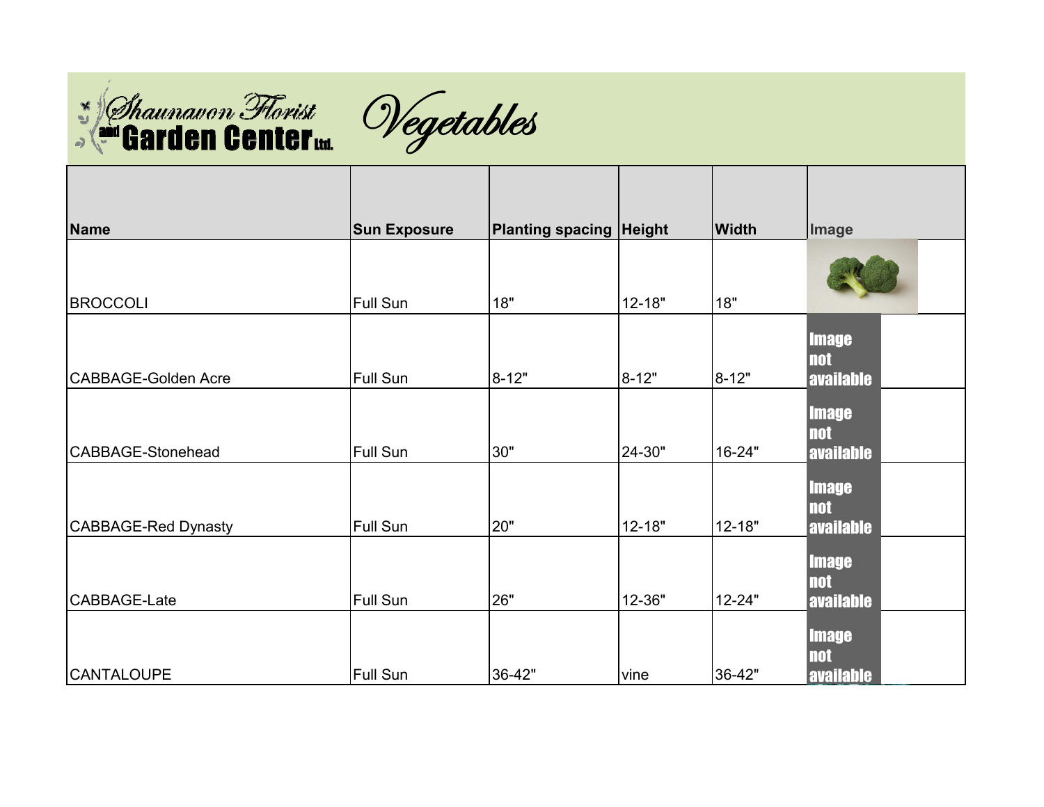Shaunavon Florist and Garden Center Ltd.

# Vegetables

| Name | Sun Exposure | Planting spacing | Height | Width | Image |
|---|---|---|---|---|---|
| BROCCOLI | Full Sun | 18" | 12-18" | 18" | |
| CABBAGE-Golden Acre | Full Sun | 8-12" | 8-12" | 8-12" | Image not available |
| CABBAGE-Stonehead | Full Sun | 30" | 24-30" | 16-24" | Image not available |
| CABBAGE-Red Dynasty | Full Sun | 20" | 12-18" | 12-18" | Image not available |
| CABBAGE-Late | Full Sun | 26" | 12-36" | 12-24" | Image not available |
| CANTALOUPE | Full Sun | 36-42" | vine | 36-42" | Image not available |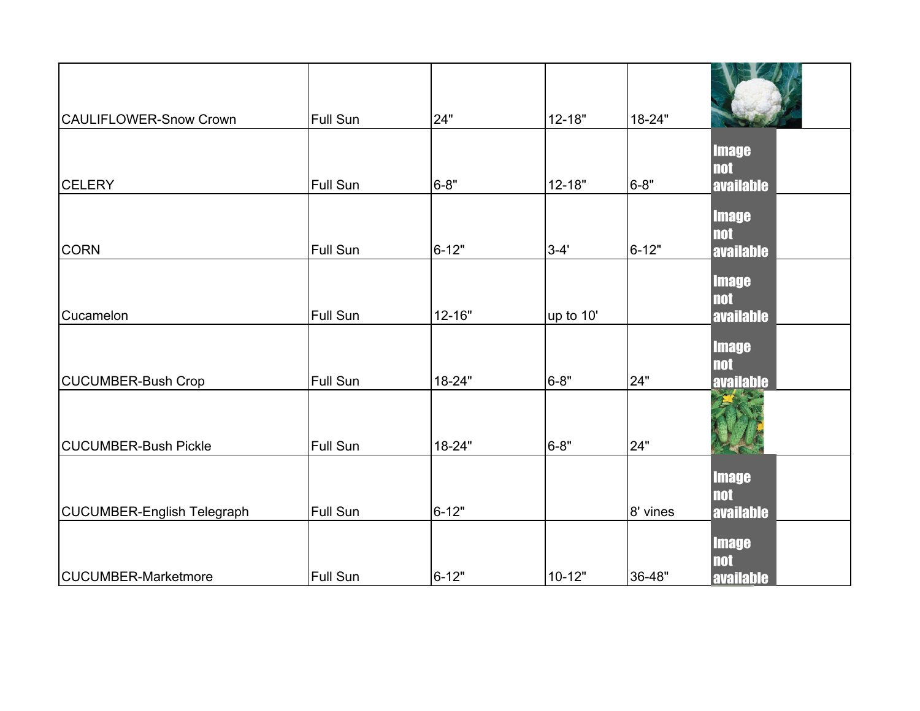| | | | | | |
|---|---|---|---|---|---|
| CAULIFLOWER-Snow Crown | Full Sun | 24" | 12-18" | 18-24" | |
| CELERY | Full Sun | 6-8" | 12-18" | 6-8" | Image not available |
| CORN | Full Sun | 6-12" | 3-4' | 6-12" | Image not available |
| Cucamelon | Full Sun | 12-16" | up to 10' | | Image not available |
| CUCUMBER-Bush Crop | Full Sun | 18-24" | 6-8" | 24" | Image not available |
| CUCUMBER-Bush Pickle | Full Sun | 18-24" | 6-8" | 24" | |
| CUCUMBER-English Telegraph | Full Sun | 6-12" | | 8' vines | Image not available |
| CUCUMBER-Marketmore | Full Sun | 6-12" | 10-12" | 36-48" | Image not available |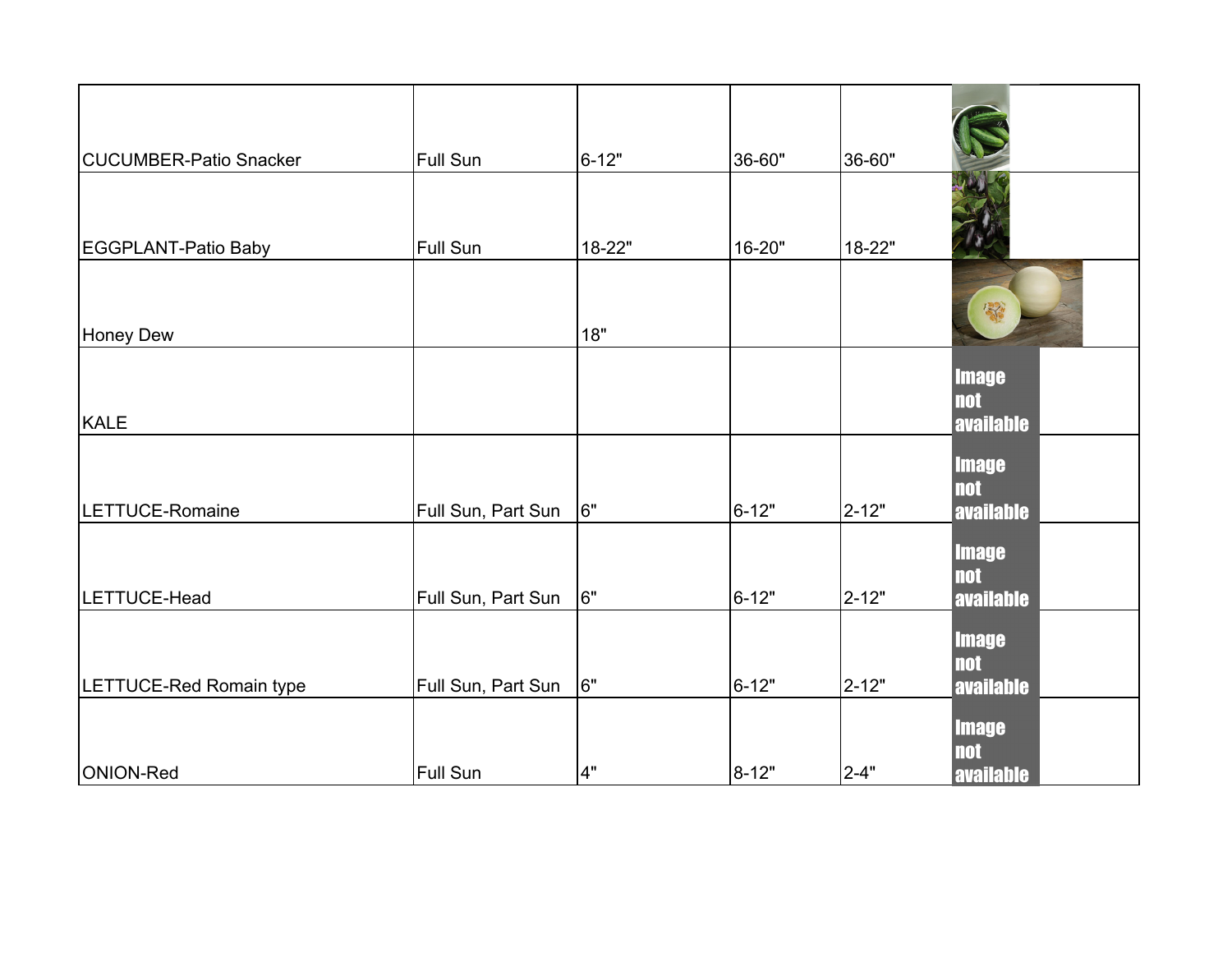| | | | | | |
|---|---|---|---|---|---|
| CUCUMBER-Patio Snacker | Full Sun | 6-12" | 36-60" | 36-60" | |
| EGGPLANT-Patio Baby | Full Sun | 18-22" | 16-20" | 18-22" | |
| Honey Dew | | 18" | | | |
| KALE | | | | | Image not available |
| LETTUCE-Romaine | Full Sun, Part Sun | 6" | 6-12" | 2-12" | Image not available |
| LETTUCE-Head | Full Sun, Part Sun | 6" | 6-12" | 2-12" | Image not available |
| LETTUCE-Red Romain type | Full Sun, Part Sun | 6" | 6-12" | 2-12" | Image not available |
| ONION-Red | Full Sun | 4" | 8-12" | 2-4" | Image not available |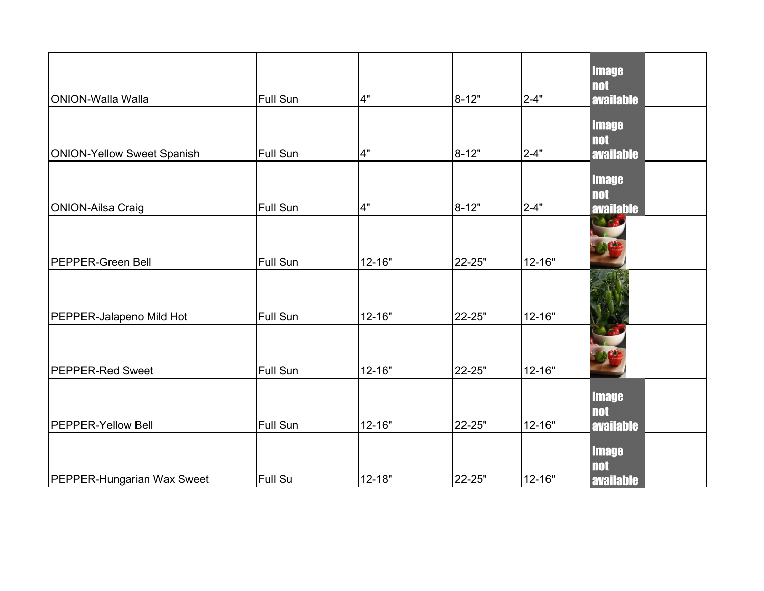| | | | | | | |
|---|---|---|---|---|---|---|
| ONION-Walla Walla | Full Sun | 4" | 8-12" | 2-4" | Image not available | |
| ONION-Yellow Sweet Spanish | Full Sun | 4" | 8-12" | 2-4" | Image not available | |
| ONION-Ailsa Craig | Full Sun | 4" | 8-12" | 2-4" | Image not available | |
| PEPPER-Green Bell | Full Sun | 12-16" | 22-25" | 12-16" | | |
| PEPPER-Jalapeno Mild Hot | Full Sun | 12-16" | 22-25" | 12-16" | | |
| PEPPER-Red Sweet | Full Sun | 12-16" | 22-25" | 12-16" | | |
| PEPPER-Yellow Bell | Full Sun | 12-16" | 22-25" | 12-16" | Image not available | |
| PEPPER-Hungarian Wax Sweet | Full Su | 12-18" | 22-25" | 12-16" | Image not available | |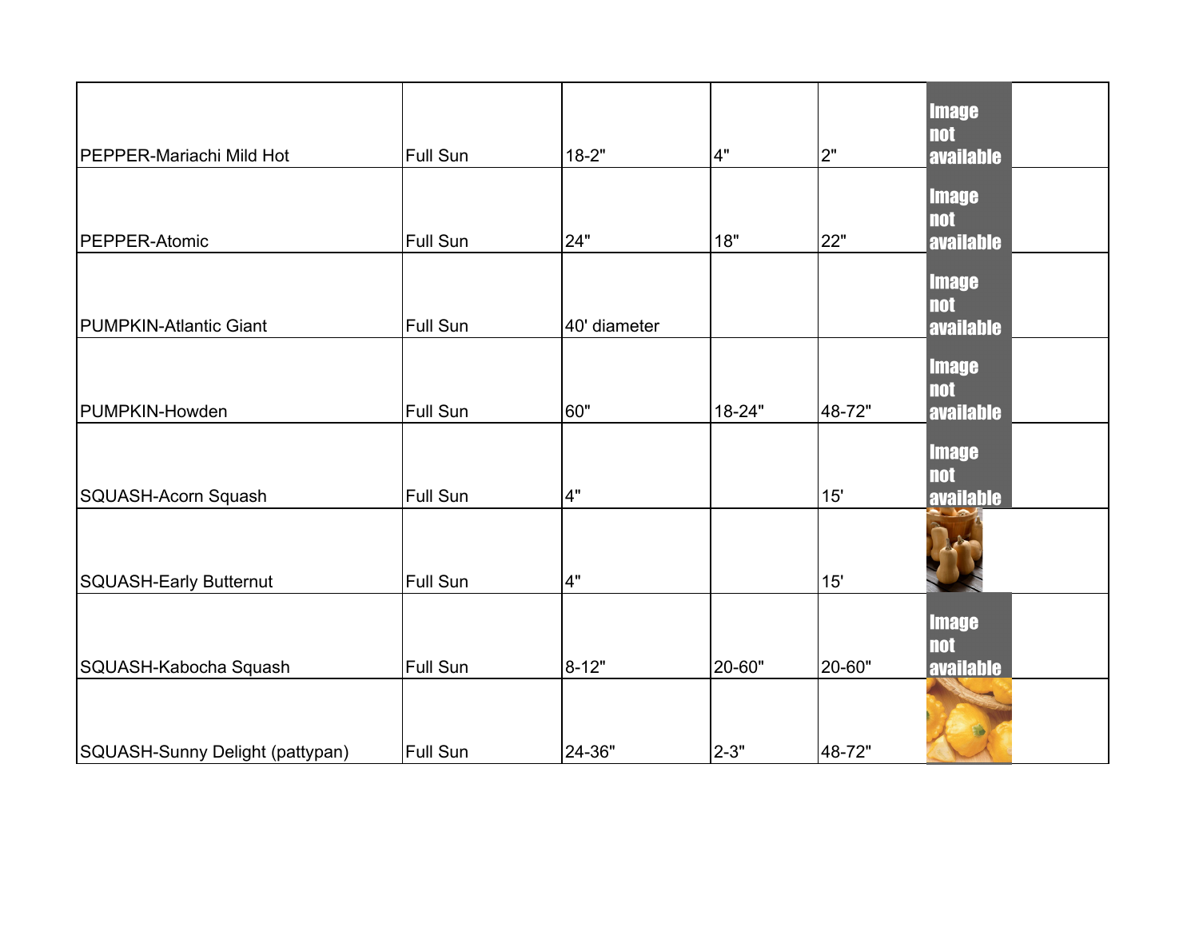| | | | | | | |
|---|---|---|---|---|---|---|
| PEPPER-Mariachi Mild Hot | Full Sun | 18-2" | 4" | 2" | Image not available | |
| PEPPER-Atomic | Full Sun | 24" | 18" | 22" | Image not available | |
| PUMPKIN-Atlantic Giant | Full Sun | 40' diameter | | | Image not available | |
| PUMPKIN-Howden | Full Sun | 60" | 18-24" | 48-72" | Image not available | |
| SQUASH-Acorn Squash | Full Sun | 4" | | 15' | Image not available | |
| SQUASH-Early Butternut | Full Sun | 4" | | 15' | | |
| SQUASH-Kabocha Squash | Full Sun | 8-12" | 20-60" | 20-60" | Image not available | |
| SQUASH-Sunny Delight (pattypan) | Full Sun | 24-36" | 2-3" | 48-72" | | |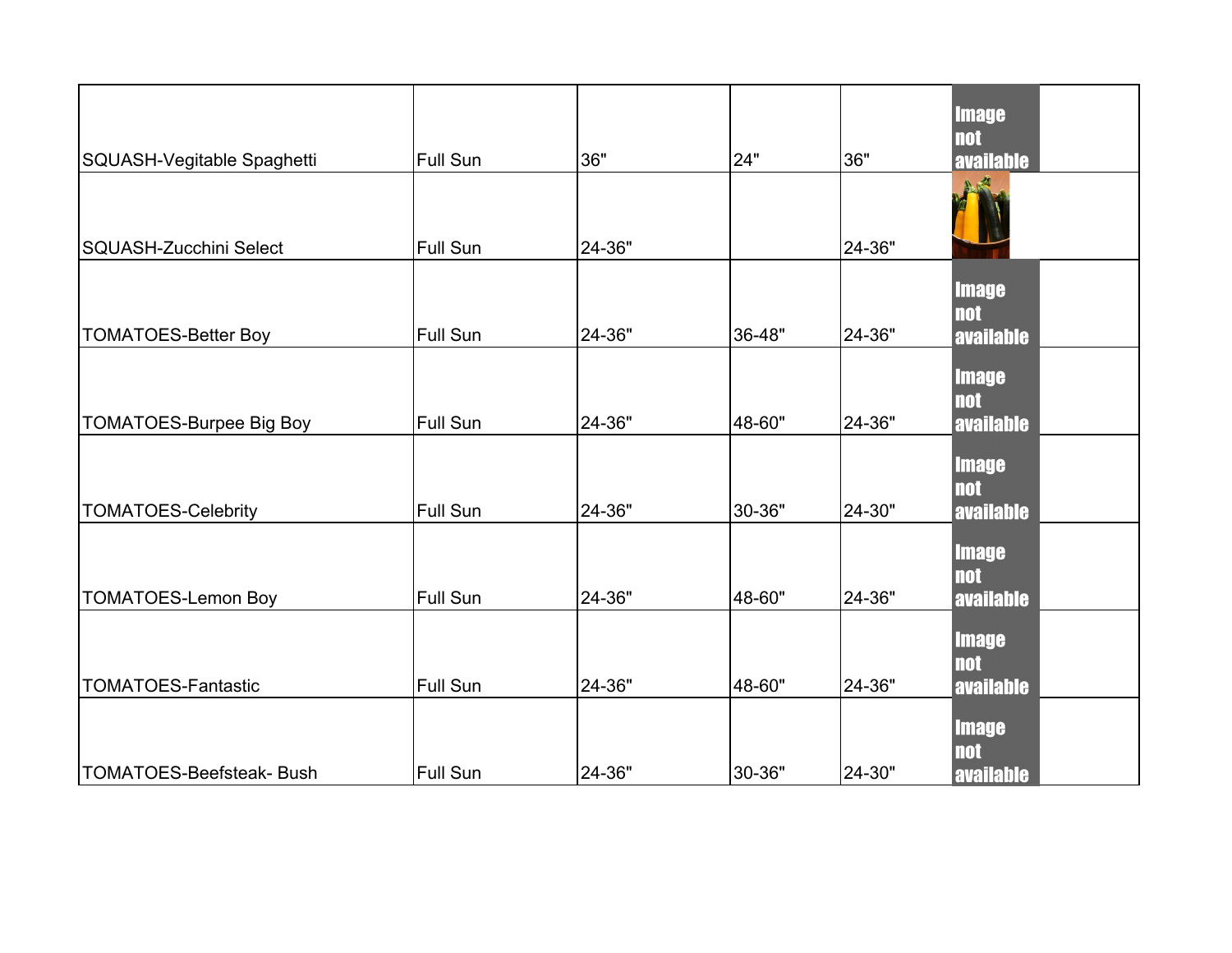| | | | | | | |
|---|---|---|---|---|---|---|
| SQUASH-Vegitable Spaghetti | Full Sun | 36" | 24" | 36" | Image not available | |
| SQUASH-Zucchini Select | Full Sun | 24-36" | | 24-36" | | |
| TOMATOES-Better Boy | Full Sun | 24-36" | 36-48" | 24-36" | Image not available | |
| TOMATOES-Burpee Big Boy | Full Sun | 24-36" | 48-60" | 24-36" | Image not available | |
| TOMATOES-Celebrity | Full Sun | 24-36" | 30-36" | 24-30" | Image not available | |
| TOMATOES-Lemon Boy | Full Sun | 24-36" | 48-60" | 24-36" | Image not available | |
| TOMATOES-Fantastic | Full Sun | 24-36" | 48-60" | 24-36" | Image not available | |
| TOMATOES-Beefsteak- Bush | Full Sun | 24-36" | 30-36" | 24-30" | Image not available | |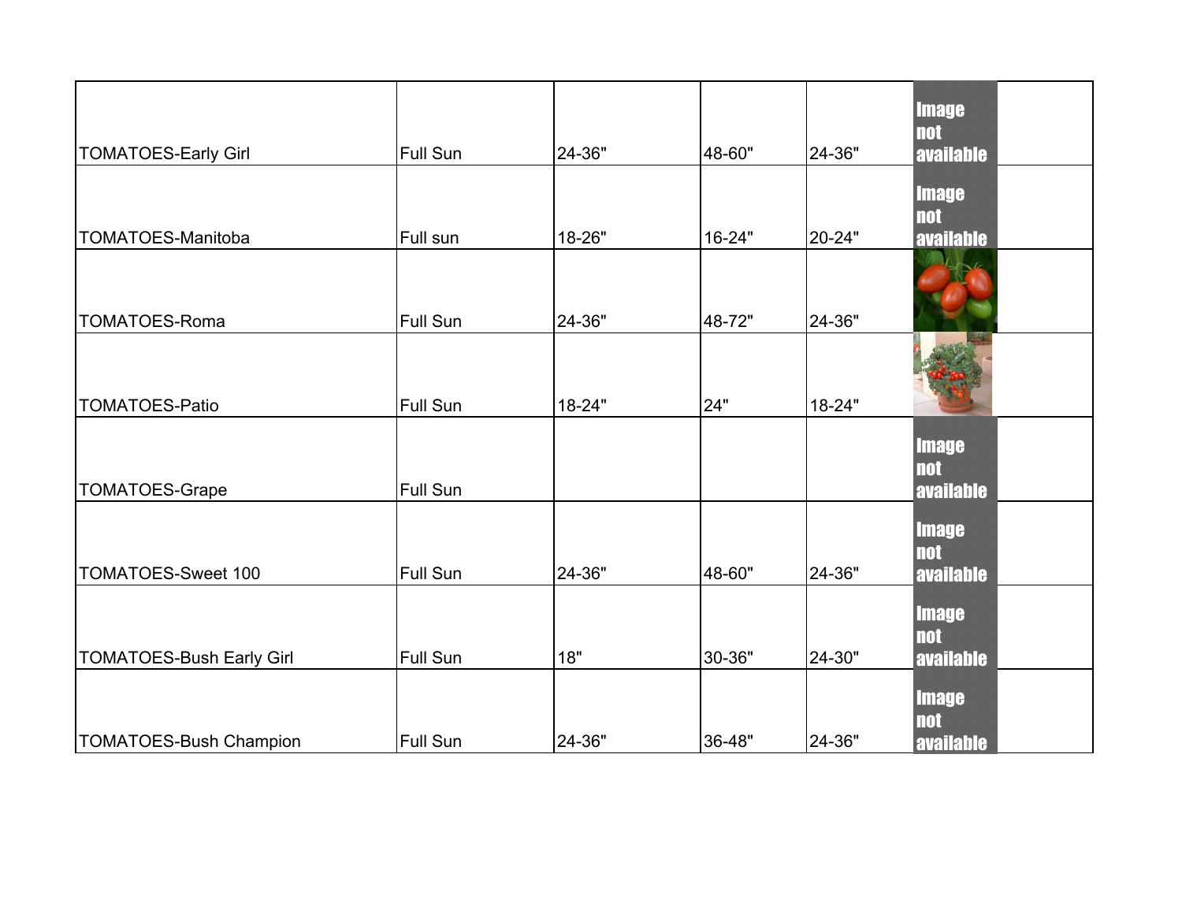| | | | | | | |
|---|---|---|---|---|---|---|
| TOMATOES-Early Girl | Full Sun | 24-36" | 48-60" | 24-36" | Image not available | |
| TOMATOES-Manitoba | Full sun | 18-26" | 16-24" | 20-24" | Image not available | |
| TOMATOES-Roma | Full Sun | 24-36" | 48-72" | 24-36" | | |
| TOMATOES-Patio | Full Sun | 18-24" | 24" | 18-24" | | |
| TOMATOES-Grape | Full Sun | | | | Image not available | |
| TOMATOES-Sweet 100 | Full Sun | 24-36" | 48-60" | 24-36" | Image not available | |
| TOMATOES-Bush Early Girl | Full Sun | 18" | 30-36" | 24-30" | Image not available | |
| TOMATOES-Bush Champion | Full Sun | 24-36" | 36-48" | 24-36" | Image not available | |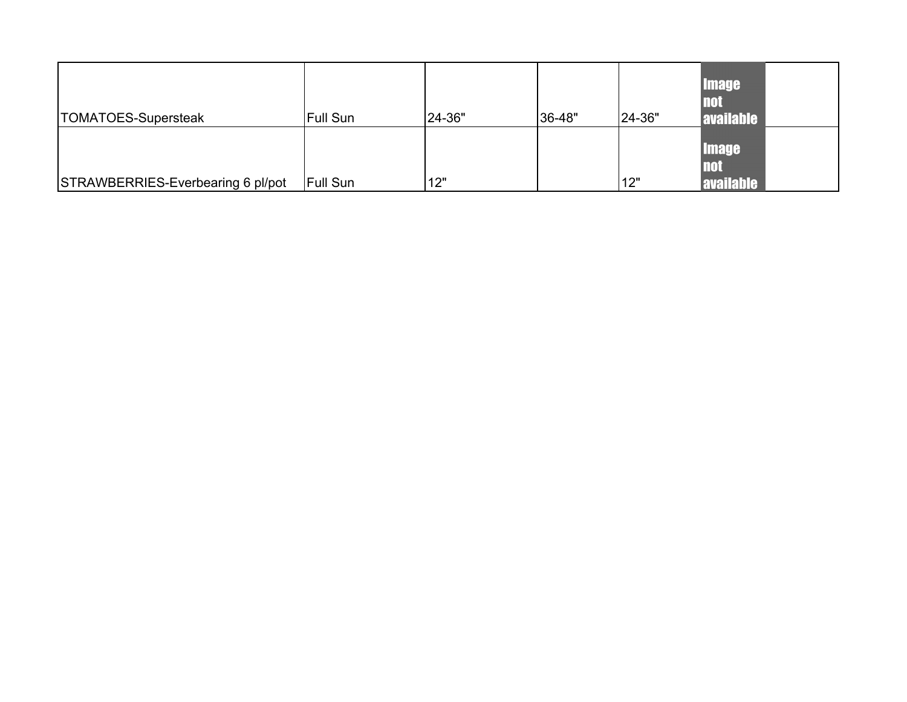| | | | | | | |
|---|---|---|---|---|---|---|
| TOMATOES-Supersteak | Full Sun | 24-36" | 36-48" | 24-36" | Image not available | |
| STRAWBERRIES-Everbearing 6 pl/pot | Full Sun | 12" | | 12" | Image not available | |